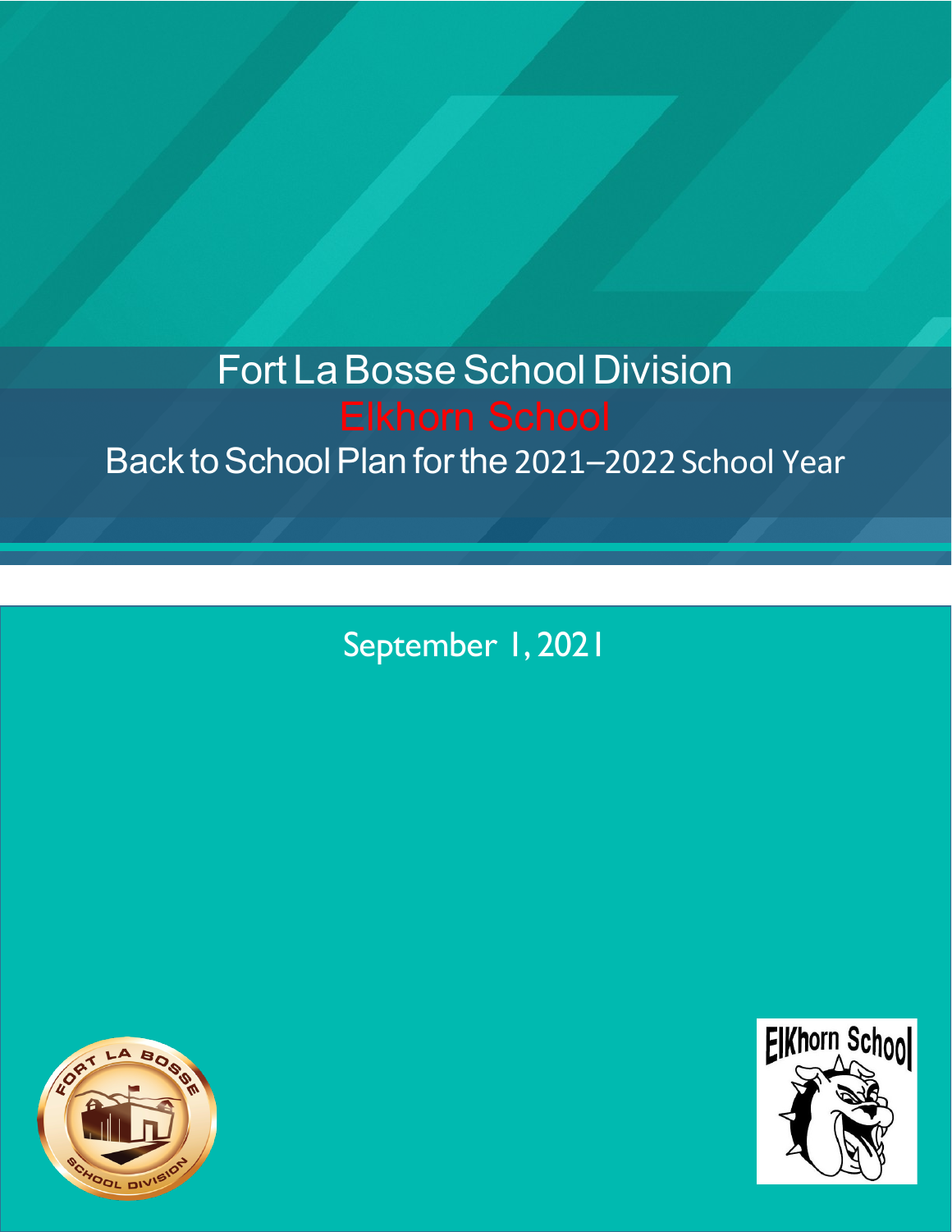# Fort La Bosse School Division

## Elkhorn School

## Back to School Plan for the 2021–2022 School Year

September 1, 2021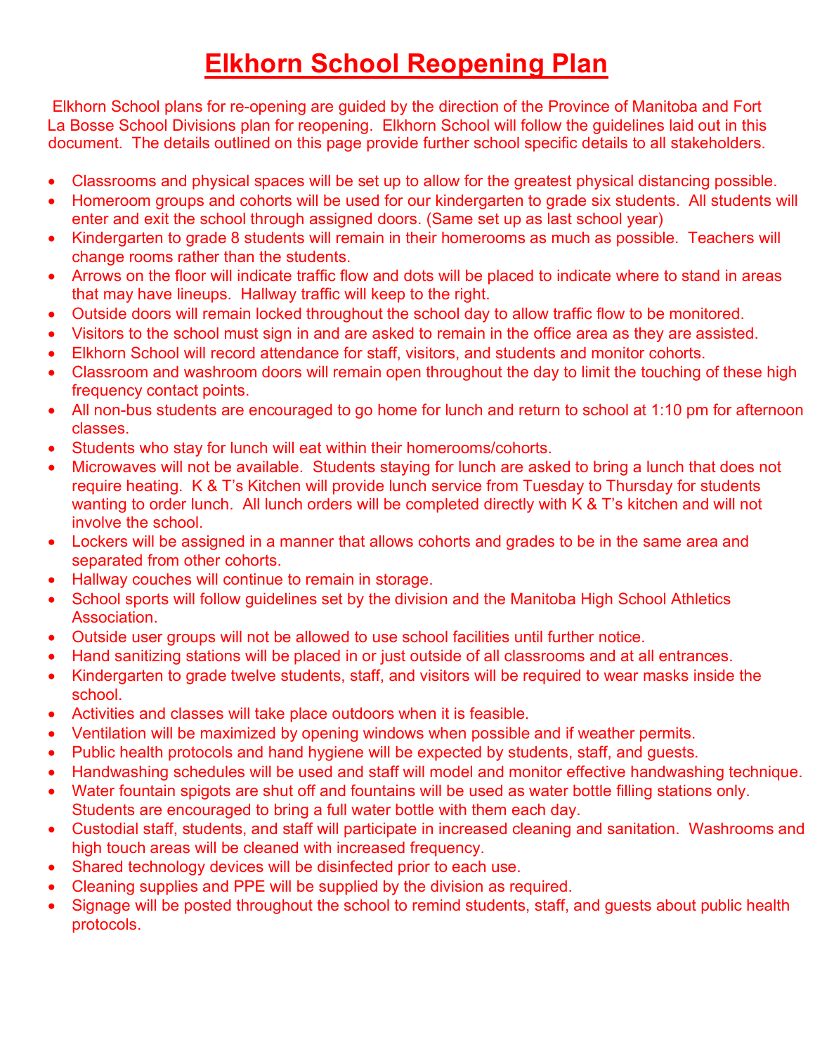# Elkhorn School Reopening Plan

Elkhorn School plans for re-opening are guided by the direction of the Province of Manitoba and Fort La Bosse School Divisions plan for reopening. Elkhorn School will follow the guidelines laid out in this document. The details outlined on this page provide further school specific details to all stakeholders.

- Classrooms and physical spaces will be set up to allow for the greatest physical distancing possible.
- Homeroom groups and cohorts will be used for our kindergarten to grade six students. All students will enter and exit the school through assigned doors. (Same set up as last school year)
- Kindergarten to grade 8 students will remain in their homerooms as much as possible. Teachers will change rooms rather than the students.
- Arrows on the floor will indicate traffic flow and dots will be placed to indicate where to stand in areas that may have lineups. Hallway traffic will keep to the right.
- Outside doors will remain locked throughout the school day to allow traffic flow to be monitored.
- Visitors to the school must sign in and are asked to remain in the office area as they are assisted.
- Elkhorn School will record attendance for staff, visitors, and students and monitor cohorts.
- Classroom and washroom doors will remain open throughout the day to limit the touching of these high frequency contact points.
- All non-bus students are encouraged to go home for lunch and return to school at 1:10 pm for afternoon classes.
- Students who stay for lunch will eat within their homerooms/cohorts.
- Microwaves will not be available. Students staying for lunch are asked to bring a lunch that does not require heating. K & T's Kitchen will provide lunch service from Tuesday to Thursday for students wanting to order lunch. All lunch orders will be completed directly with K & T's kitchen and will not involve the school.
- Lockers will be assigned in a manner that allows cohorts and grades to be in the same area and separated from other cohorts.
- Hallway couches will continue to remain in storage.
- School sports will follow guidelines set by the division and the Manitoba High School Athletics Association.
- Outside user groups will not be allowed to use school facilities until further notice.
- Hand sanitizing stations will be placed in or just outside of all classrooms and at all entrances.
- Kindergarten to grade twelve students, staff, and visitors will be required to wear masks inside the school.
- Activities and classes will take place outdoors when it is feasible.
- Ventilation will be maximized by opening windows when possible and if weather permits.
- Public health protocols and hand hygiene will be expected by students, staff, and guests.
- Handwashing schedules will be used and staff will model and monitor effective handwashing technique.
- Water fountain spigots are shut off and fountains will be used as water bottle filling stations only. Students are encouraged to bring a full water bottle with them each day.
- Custodial staff, students, and staff will participate in increased cleaning and sanitation. Washrooms and high touch areas will be cleaned with increased frequency.
- Shared technology devices will be disinfected prior to each use.
- Cleaning supplies and PPE will be supplied by the division as required.
- Signage will be posted throughout the school to remind students, staff, and guests about public health protocols.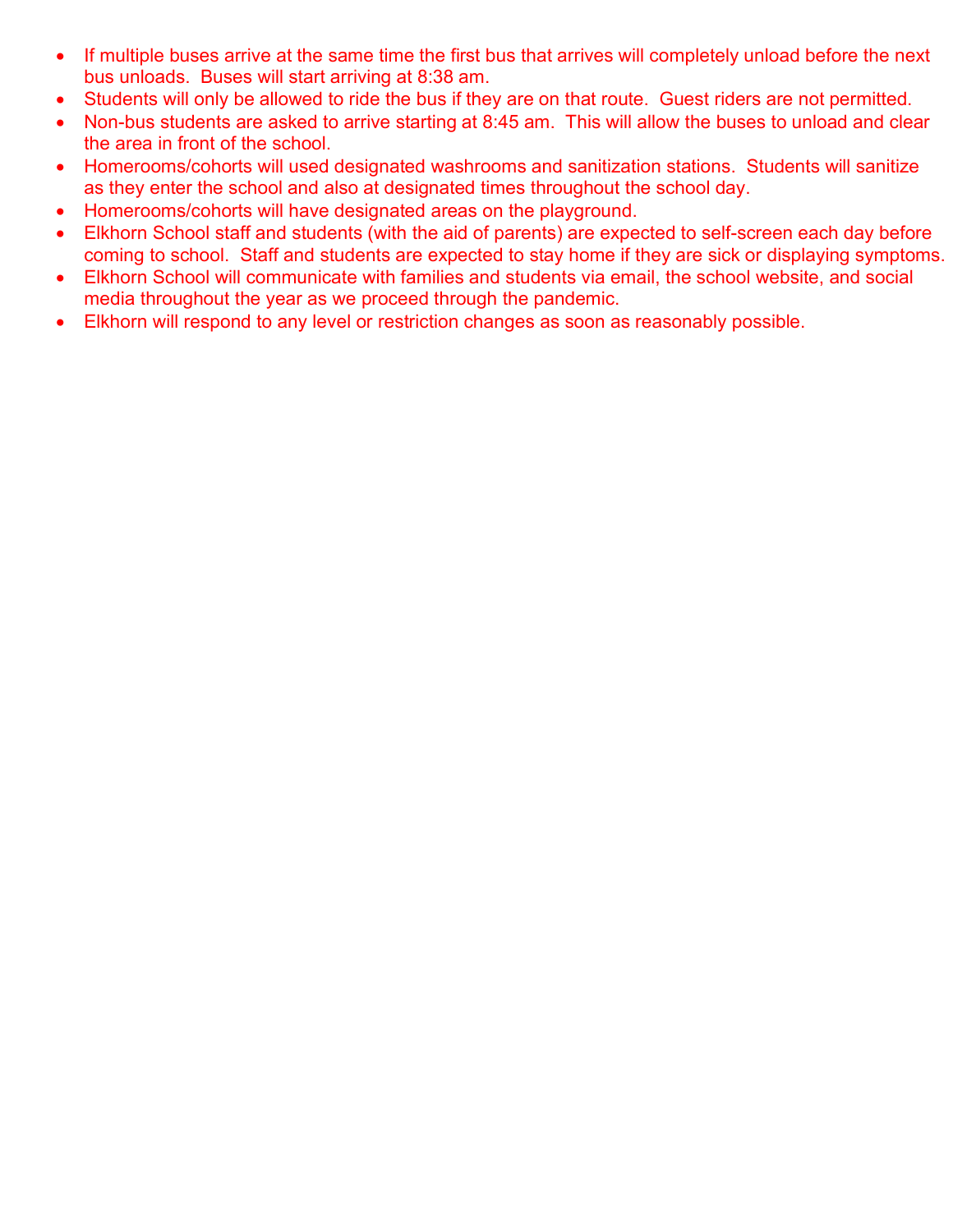- If multiple buses arrive at the same time the first bus that arrives will completely unload before the next bus unloads. Buses will start arriving at 8:38 am.
- Students will only be allowed to ride the bus if they are on that route. Guest riders are not permitted.
- Non-bus students are asked to arrive starting at 8:45 am. This will allow the buses to unload and clear the area in front of the school.
- Homerooms/cohorts will used designated washrooms and sanitization stations. Students will sanitize as they enter the school and also at designated times throughout the school day.
- Homerooms/cohorts will have designated areas on the playground.
- Elkhorn School staff and students (with the aid of parents) are expected to self-screen each day before coming to school. Staff and students are expected to stay home if they are sick or displaying symptoms.
- Elkhorn School will communicate with families and students via email, the school website, and social media throughout the year as we proceed through the pandemic.
- Elkhorn will respond to any level or restriction changes as soon as reasonably possible.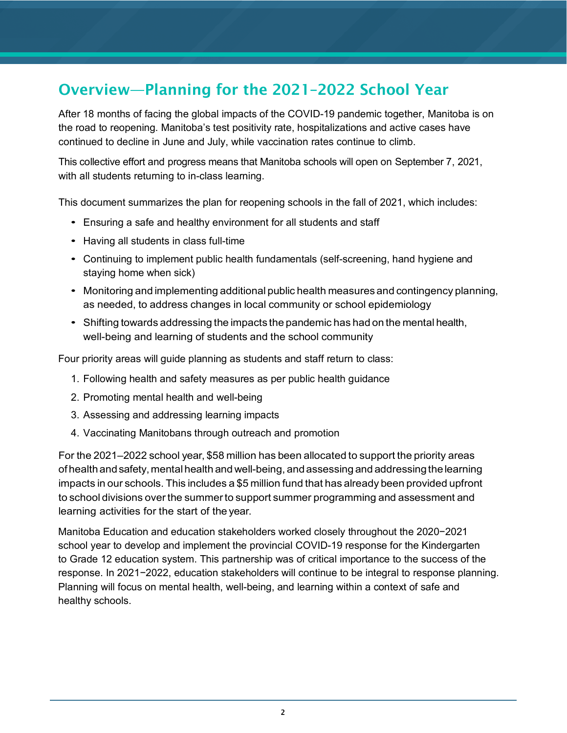## Overview—Planning for the 2021–2022 School Year

After 18 months of facing the global impacts of the COVID-19 pandemic together, Manitoba is on the road to reopening. Manitoba's test positivity rate, hospitalizations and active cases have continued to decline in June and July, while vaccination rates continue to climb.

This collective effort and progress means that Manitoba schools will open on September 7, 2021, with all students returning to in-class learning.

This document summarizes the plan for reopening schools in the fall of 2021, which includes:

- Ensuring a safe and healthy environment for all students and staff
- Having all students in class full-time
- Continuing to implement public health fundamentals (self-screening, hand hygiene and staying home when sick)
- Monitoring and implementing additional public health measures and contingency planning, as needed, to address changes in local community or school epidemiology
- Shifting towards addressing the impacts the pandemic has had on the mental health, well-being and learning of students and the school community

Four priority areas will guide planning as students and staff return to class:

1. Following health and safety measures as per public health guidance
2. Promoting mental health and well-being
3. Assessing and addressing learning impacts
4. Vaccinating Manitobans through outreach and promotion

For the 2021–2022 school year, $58 million has been allocated to support the priority areas of health and safety, mental health and well-being, and assessing and addressing the learning impacts in our schools. This includes a $5 million fund that has already been provided upfront to school divisions over the summer to support summer programming and assessment and learning activities for the start of the year.

Manitoba Education and education stakeholders worked closely throughout the 2020−2021 school year to develop and implement the provincial COVID-19 response for the Kindergarten to Grade 12 education system. This partnership was of critical importance to the success of the response. In 2021−2022, education stakeholders will continue to be integral to response planning. Planning will focus on mental health, well-being, and learning within a context of safe and healthy schools.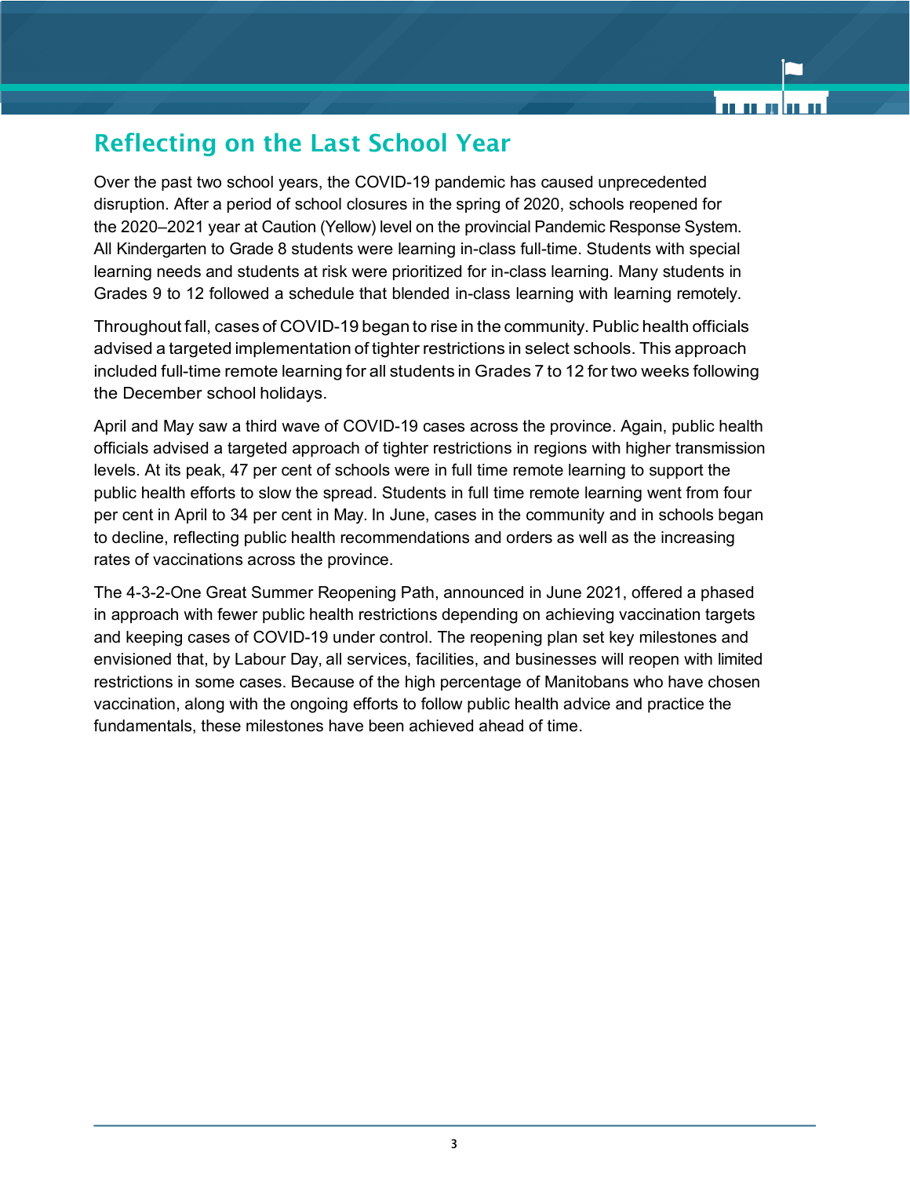## Reflecting on the Last School Year

Over the past two school years, the COVID-19 pandemic has caused unprecedented disruption. After a period of school closures in the spring of 2020, schools reopened for the 2020–2021 year at Caution (Yellow) level on the provincial Pandemic Response System. All Kindergarten to Grade 8 students were learning in-class full-time. Students with special learning needs and students at risk were prioritized for in-class learning. Many students in Grades 9 to 12 followed a schedule that blended in-class learning with learning remotely.

Throughout fall, cases of COVID-19 began to rise in the community. Public health officials advised a targeted implementation of tighter restrictions in select schools. This approach included full-time remote learning for all students in Grades 7 to 12 for two weeks following the December school holidays.

April and May saw a third wave of COVID-19 cases across the province. Again, public health officials advised a targeted approach of tighter restrictions in regions with higher transmission levels. At its peak, 47 per cent of schools were in full time remote learning to support the public health efforts to slow the spread. Students in full time remote learning went from four per cent in April to 34 per cent in May. In June, cases in the community and in schools began to decline, reflecting public health recommendations and orders as well as the increasing rates of vaccinations across the province.

The 4-3-2-One Great Summer Reopening Path, announced in June 2021, offered a phased in approach with fewer public health restrictions depending on achieving vaccination targets and keeping cases of COVID-19 under control. The reopening plan set key milestones and envisioned that, by Labour Day, all services, facilities, and businesses will reopen with limited restrictions in some cases. Because of the high percentage of Manitobans who have chosen vaccination, along with the ongoing efforts to follow public health advice and practice the fundamentals, these milestones have been achieved ahead of time.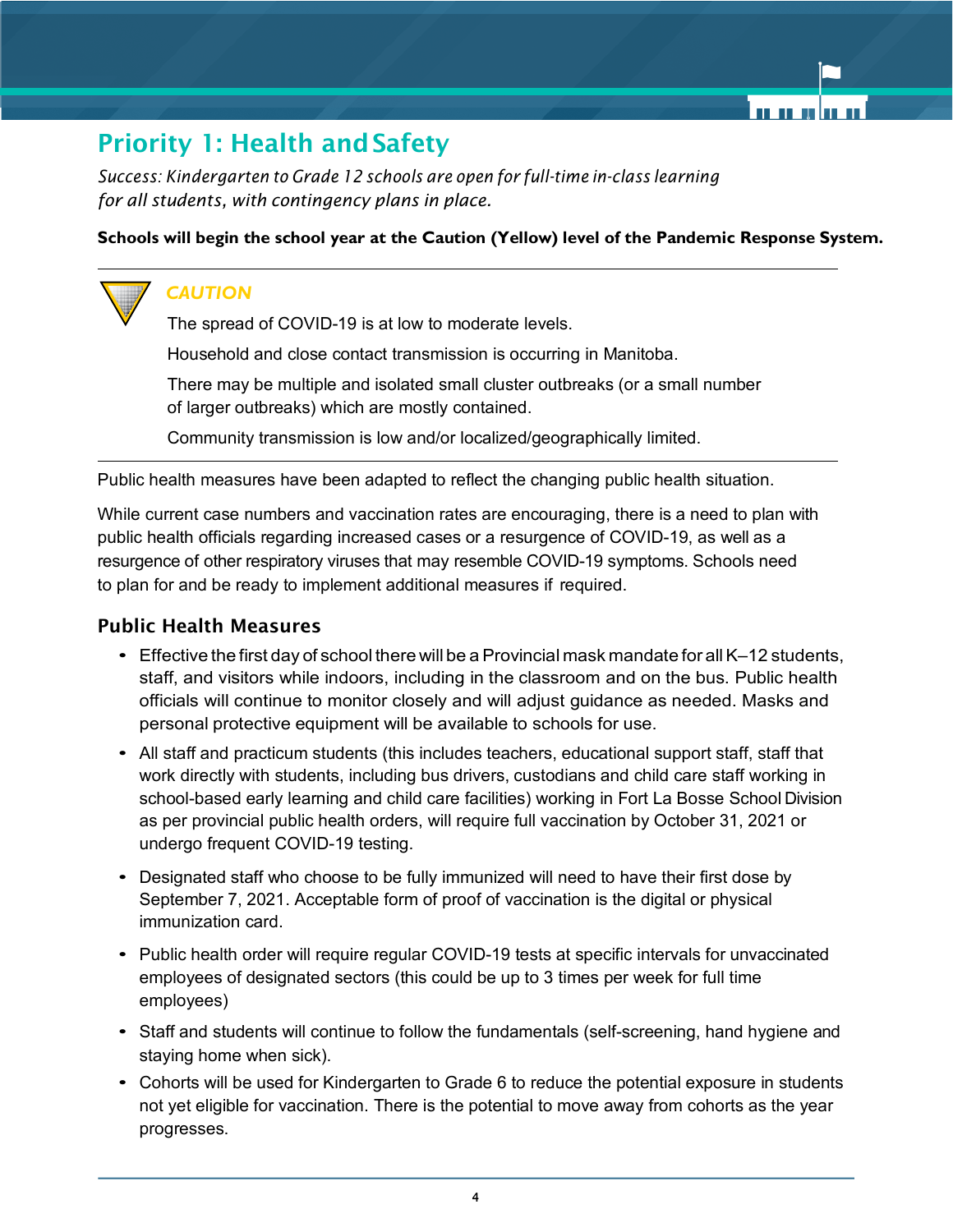## Priority 1: Health and Safety

*Success: Kindergarten to Grade 12 schools are open for full-time in-class learning for all students, with contingency plans in place.*

**Schools will begin the school year at the Caution (Yellow) level of the Pandemic Response System.**

---

### CAUTION

The spread of COVID-19 is at low to moderate levels.

Household and close contact transmission is occurring in Manitoba.

There may be multiple and isolated small cluster outbreaks (or a small number of larger outbreaks) which are mostly contained.

Community transmission is low and/or localized/geographically limited.

---

Public health measures have been adapted to reflect the changing public health situation.

While current case numbers and vaccination rates are encouraging, there is a need to plan with public health officials regarding increased cases or a resurgence of COVID-19, as well as a resurgence of other respiratory viruses that may resemble COVID-19 symptoms. Schools need to plan for and be ready to implement additional measures if required.

### Public Health Measures

- Effective the first day of school there will be a Provincial mask mandate for all K–12 students, staff, and visitors while indoors, including in the classroom and on the bus. Public health officials will continue to monitor closely and will adjust guidance as needed. Masks and personal protective equipment will be available to schools for use.
- All staff and practicum students (this includes teachers, educational support staff, staff that work directly with students, including bus drivers, custodians and child care staff working in school-based early learning and child care facilities) working in Fort La Bosse School Division as per provincial public health orders, will require full vaccination by October 31, 2021 or undergo frequent COVID-19 testing.
- Designated staff who choose to be fully immunized will need to have their first dose by September 7, 2021. Acceptable form of proof of vaccination is the digital or physical immunization card.
- Public health order will require regular COVID-19 tests at specific intervals for unvaccinated employees of designated sectors (this could be up to 3 times per week for full time employees)
- Staff and students will continue to follow the fundamentals (self-screening, hand hygiene and staying home when sick).
- Cohorts will be used for Kindergarten to Grade 6 to reduce the potential exposure in students not yet eligible for vaccination. There is the potential to move away from cohorts as the year progresses.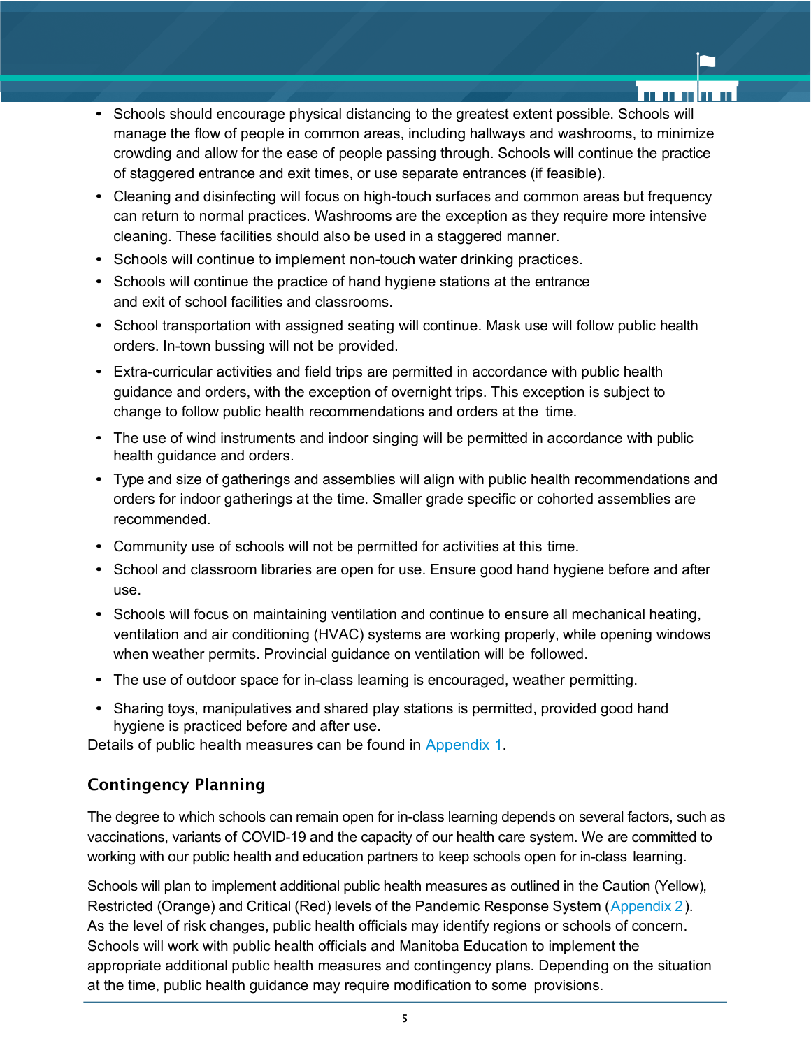- Schools should encourage physical distancing to the greatest extent possible. Schools will manage the flow of people in common areas, including hallways and washrooms, to minimize crowding and allow for the ease of people passing through. Schools will continue the practice of staggered entrance and exit times, or use separate entrances (if feasible).
- Cleaning and disinfecting will focus on high-touch surfaces and common areas but frequency can return to normal practices. Washrooms are the exception as they require more intensive cleaning. These facilities should also be used in a staggered manner.
- Schools will continue to implement non-touch water drinking practices.
- Schools will continue the practice of hand hygiene stations at the entrance and exit of school facilities and classrooms.
- School transportation with assigned seating will continue. Mask use will follow public health orders. In-town bussing will not be provided.
- Extra-curricular activities and field trips are permitted in accordance with public health guidance and orders, with the exception of overnight trips. This exception is subject to change to follow public health recommendations and orders at the time.
- The use of wind instruments and indoor singing will be permitted in accordance with public health guidance and orders.
- Type and size of gatherings and assemblies will align with public health recommendations and orders for indoor gatherings at the time. Smaller grade specific or cohorted assemblies are recommended.
- Community use of schools will not be permitted for activities at this time.
- School and classroom libraries are open for use. Ensure good hand hygiene before and after use.
- Schools will focus on maintaining ventilation and continue to ensure all mechanical heating, ventilation and air conditioning (HVAC) systems are working properly, while opening windows when weather permits. Provincial guidance on ventilation will be followed.
- The use of outdoor space for in-class learning is encouraged, weather permitting.
- Sharing toys, manipulatives and shared play stations is permitted, provided good hand hygiene is practiced before and after use.

Details of public health measures can be found in Appendix 1.

## Contingency Planning

The degree to which schools can remain open for in-class learning depends on several factors, such as vaccinations, variants of COVID-19 and the capacity of our health care system. We are committed to working with our public health and education partners to keep schools open for in-class learning.

Schools will plan to implement additional public health measures as outlined in the Caution (Yellow), Restricted (Orange) and Critical (Red) levels of the Pandemic Response System (Appendix 2). As the level of risk changes, public health officials may identify regions or schools of concern. Schools will work with public health officials and Manitoba Education to implement the appropriate additional public health measures and contingency plans. Depending on the situation at the time, public health guidance may require modification to some provisions.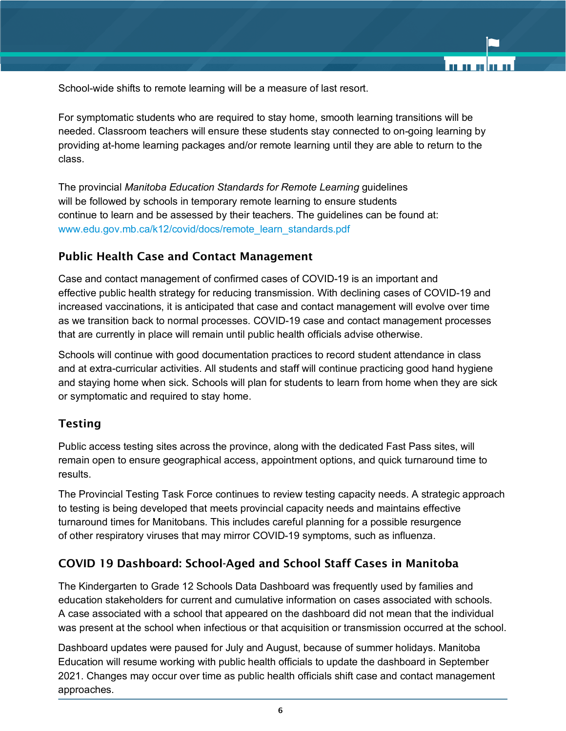School-wide shifts to remote learning will be a measure of last resort.

For symptomatic students who are required to stay home, smooth learning transitions will be needed. Classroom teachers will ensure these students stay connected to on-going learning by providing at-home learning packages and/or remote learning until they are able to return to the class.

The provincial *Manitoba Education Standards for Remote Learning* guidelines will be followed by schools in temporary remote learning to ensure students continue to learn and be assessed by their teachers. The guidelines can be found at: www.edu.gov.mb.ca/k12/covid/docs/remote_learn_standards.pdf

## Public Health Case and Contact Management

Case and contact management of confirmed cases of COVID-19 is an important and effective public health strategy for reducing transmission. With declining cases of COVID-19 and increased vaccinations, it is anticipated that case and contact management will evolve over time as we transition back to normal processes. COVID-19 case and contact management processes that are currently in place will remain until public health officials advise otherwise.

Schools will continue with good documentation practices to record student attendance in class and at extra-curricular activities. All students and staff will continue practicing good hand hygiene and staying home when sick. Schools will plan for students to learn from home when they are sick or symptomatic and required to stay home.

## Testing

Public access testing sites across the province, along with the dedicated Fast Pass sites, will remain open to ensure geographical access, appointment options, and quick turnaround time to results.

The Provincial Testing Task Force continues to review testing capacity needs. A strategic approach to testing is being developed that meets provincial capacity needs and maintains effective turnaround times for Manitobans. This includes careful planning for a possible resurgence of other respiratory viruses that may mirror COVID-19 symptoms, such as influenza.

## COVID 19 Dashboard: School-Aged and School Staff Cases in Manitoba

The Kindergarten to Grade 12 Schools Data Dashboard was frequently used by families and education stakeholders for current and cumulative information on cases associated with schools. A case associated with a school that appeared on the dashboard did not mean that the individual was present at the school when infectious or that acquisition or transmission occurred at the school.

Dashboard updates were paused for July and August, because of summer holidays. Manitoba Education will resume working with public health officials to update the dashboard in September 2021. Changes may occur over time as public health officials shift case and contact management approaches.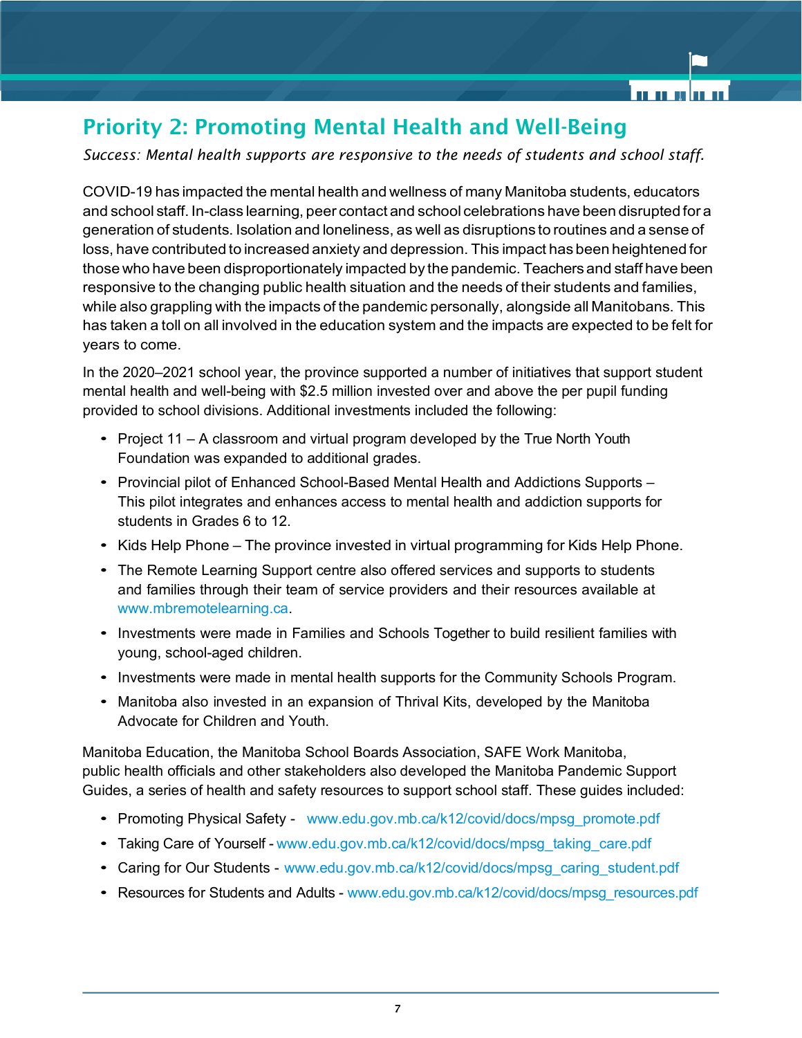## Priority 2: Promoting Mental Health and Well-Being

*Success: Mental health supports are responsive to the needs of students and school staff.*

COVID-19 has impacted the mental health and wellness of many Manitoba students, educators and school staff. In-class learning, peer contact and school celebrations have been disrupted for a generation of students. Isolation and loneliness, as well as disruptions to routines and a sense of loss, have contributed to increased anxiety and depression. This impact has been heightened for those who have been disproportionately impacted by the pandemic. Teachers and staff have been responsive to the changing public health situation and the needs of their students and families, while also grappling with the impacts of the pandemic personally, alongside all Manitobans. This has taken a toll on all involved in the education system and the impacts are expected to be felt for years to come.

In the 2020–2021 school year, the province supported a number of initiatives that support student mental health and well-being with $2.5 million invested over and above the per pupil funding provided to school divisions. Additional investments included the following:

- Project 11 – A classroom and virtual program developed by the True North Youth Foundation was expanded to additional grades.
- Provincial pilot of Enhanced School-Based Mental Health and Addictions Supports – This pilot integrates and enhances access to mental health and addiction supports for students in Grades 6 to 12.
- Kids Help Phone – The province invested in virtual programming for Kids Help Phone.
- The Remote Learning Support centre also offered services and supports to students and families through their team of service providers and their resources available at www.mbremotelearning.ca.
- Investments were made in Families and Schools Together to build resilient families with young, school-aged children.
- Investments were made in mental health supports for the Community Schools Program.
- Manitoba also invested in an expansion of Thrival Kits, developed by the Manitoba Advocate for Children and Youth.

Manitoba Education, the Manitoba School Boards Association, SAFE Work Manitoba, public health officials and other stakeholders also developed the Manitoba Pandemic Support Guides, a series of health and safety resources to support school staff. These guides included:

- Promoting Physical Safety - www.edu.gov.mb.ca/k12/covid/docs/mpsg_promote.pdf
- Taking Care of Yourself - www.edu.gov.mb.ca/k12/covid/docs/mpsg_taking_care.pdf
- Caring for Our Students - www.edu.gov.mb.ca/k12/covid/docs/mpsg_caring_student.pdf
- Resources for Students and Adults - www.edu.gov.mb.ca/k12/covid/docs/mpsg_resources.pdf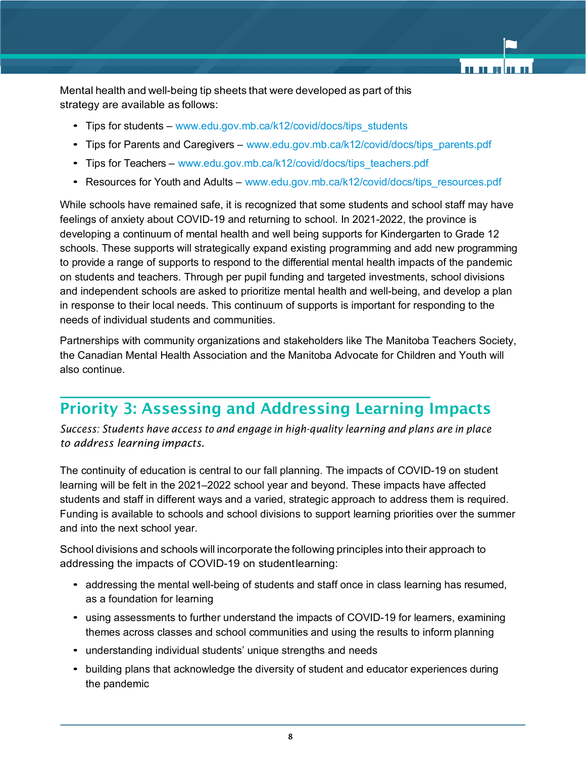Mental health and well-being tip sheets that were developed as part of this strategy are available as follows:

- Tips for students – www.edu.gov.mb.ca/k12/covid/docs/tips_students
- Tips for Parents and Caregivers – www.edu.gov.mb.ca/k12/covid/docs/tips_parents.pdf
- Tips for Teachers – www.edu.gov.mb.ca/k12/covid/docs/tips_teachers.pdf
- Resources for Youth and Adults – www.edu.gov.mb.ca/k12/covid/docs/tips_resources.pdf

While schools have remained safe, it is recognized that some students and school staff may have feelings of anxiety about COVID-19 and returning to school. In 2021-2022, the province is developing a continuum of mental health and well being supports for Kindergarten to Grade 12 schools. These supports will strategically expand existing programming and add new programming to provide a range of supports to respond to the differential mental health impacts of the pandemic on students and teachers. Through per pupil funding and targeted investments, school divisions and independent schools are asked to prioritize mental health and well-being, and develop a plan in response to their local needs. This continuum of supports is important for responding to the needs of individual students and communities.

Partnerships with community organizations and stakeholders like The Manitoba Teachers Society, the Canadian Mental Health Association and the Manitoba Advocate for Children and Youth will also continue.

## Priority 3: Assessing and Addressing Learning Impacts

*Success: Students have access to and engage in high-quality learning and plans are in place to address learning impacts.*

The continuity of education is central to our fall planning. The impacts of COVID-19 on student learning will be felt in the 2021–2022 school year and beyond. These impacts have affected students and staff in different ways and a varied, strategic approach to address them is required. Funding is available to schools and school divisions to support learning priorities over the summer and into the next school year.

School divisions and schools will incorporate the following principles into their approach to addressing the impacts of COVID-19 on student learning:

- addressing the mental well-being of students and staff once in class learning has resumed, as a foundation for learning
- using assessments to further understand the impacts of COVID-19 for learners, examining themes across classes and school communities and using the results to inform planning
- understanding individual students' unique strengths and needs
- building plans that acknowledge the diversity of student and educator experiences during the pandemic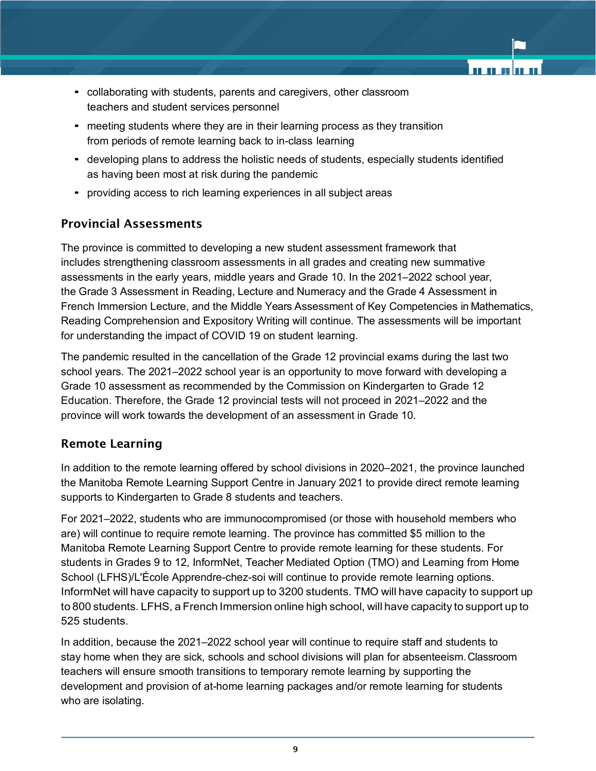- collaborating with students, parents and caregivers, other classroom teachers and student services personnel
- meeting students where they are in their learning process as they transition from periods of remote learning back to in-class learning
- developing plans to address the holistic needs of students, especially students identified as having been most at risk during the pandemic
- providing access to rich learning experiences in all subject areas

## Provincial Assessments

The province is committed to developing a new student assessment framework that includes strengthening classroom assessments in all grades and creating new summative assessments in the early years, middle years and Grade 10. In the 2021–2022 school year, the Grade 3 Assessment in Reading, Lecture and Numeracy and the Grade 4 Assessment in French Immersion Lecture, and the Middle Years Assessment of Key Competencies in Mathematics, Reading Comprehension and Expository Writing will continue. The assessments will be important for understanding the impact of COVID 19 on student learning.

The pandemic resulted in the cancellation of the Grade 12 provincial exams during the last two school years. The 2021–2022 school year is an opportunity to move forward with developing a Grade 10 assessment as recommended by the Commission on Kindergarten to Grade 12 Education. Therefore, the Grade 12 provincial tests will not proceed in 2021–2022 and the province will work towards the development of an assessment in Grade 10.

## Remote Learning

In addition to the remote learning offered by school divisions in 2020–2021, the province launched the Manitoba Remote Learning Support Centre in January 2021 to provide direct remote learning supports to Kindergarten to Grade 8 students and teachers.

For 2021–2022, students who are immunocompromised (or those with household members who are) will continue to require remote learning. The province has committed $5 million to the Manitoba Remote Learning Support Centre to provide remote learning for these students. For students in Grades 9 to 12, InformNet, Teacher Mediated Option (TMO) and Learning from Home School (LFHS)/L'École Apprendre-chez-soi will continue to provide remote learning options. InformNet will have capacity to support up to 3200 students. TMO will have capacity to support up to 800 students. LFHS, a French Immersion online high school, will have capacity to support up to 525 students.

In addition, because the 2021–2022 school year will continue to require staff and students to stay home when they are sick, schools and school divisions will plan for absenteeism. Classroom teachers will ensure smooth transitions to temporary remote learning by supporting the development and provision of at-home learning packages and/or remote learning for students who are isolating.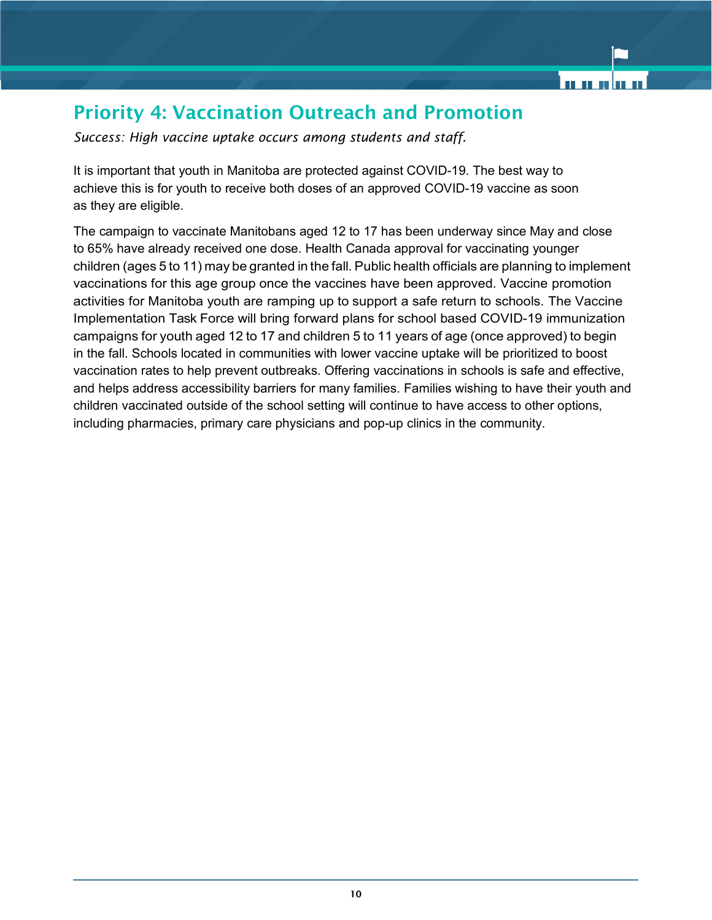## Priority 4: Vaccination Outreach and Promotion

*Success: High vaccine uptake occurs among students and staff.*

It is important that youth in Manitoba are protected against COVID-19. The best way to achieve this is for youth to receive both doses of an approved COVID-19 vaccine as soon as they are eligible.

The campaign to vaccinate Manitobans aged 12 to 17 has been underway since May and close to 65% have already received one dose. Health Canada approval for vaccinating younger children (ages 5 to 11) may be granted in the fall. Public health officials are planning to implement vaccinations for this age group once the vaccines have been approved. Vaccine promotion activities for Manitoba youth are ramping up to support a safe return to schools. The Vaccine Implementation Task Force will bring forward plans for school based COVID-19 immunization campaigns for youth aged 12 to 17 and children 5 to 11 years of age (once approved) to begin in the fall. Schools located in communities with lower vaccine uptake will be prioritized to boost vaccination rates to help prevent outbreaks. Offering vaccinations in schools is safe and effective, and helps address accessibility barriers for many families. Families wishing to have their youth and children vaccinated outside of the school setting will continue to have access to other options, including pharmacies, primary care physicians and pop-up clinics in the community.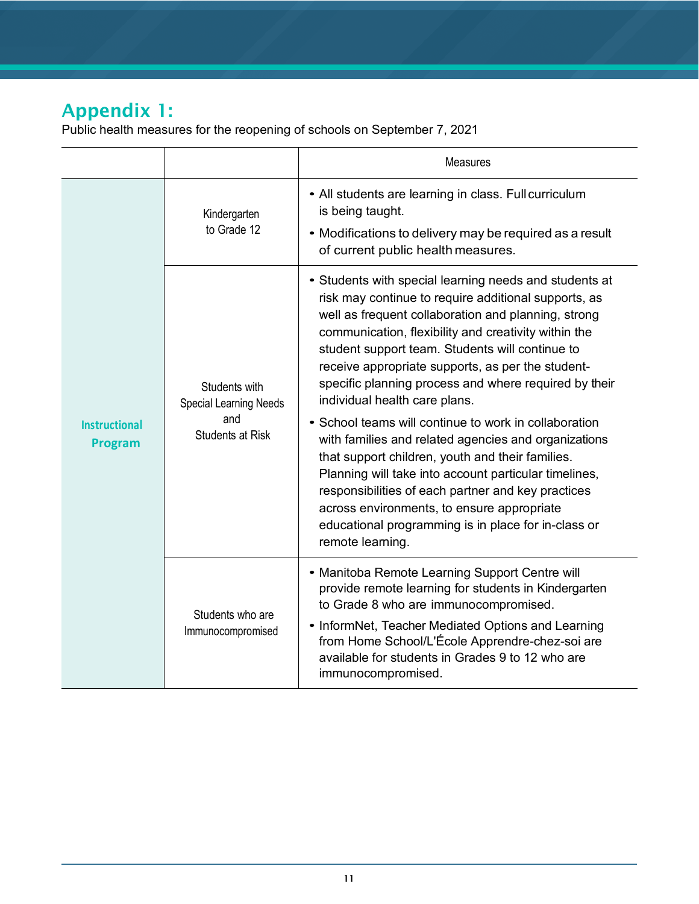## Appendix 1:

Public health measures for the reopening of schools on September 7, 2021

| | | Measures |
|---|---|---|
| Instructional Program | Kindergarten to Grade 12 | • All students are learning in class. Full curriculum is being taught.<br>• Modifications to delivery may be required as a result of current public health measures. |
| | Students with Special Learning Needs and Students at Risk | • Students with special learning needs and students at risk may continue to require additional supports, as well as frequent collaboration and planning, strong communication, flexibility and creativity within the student support team. Students will continue to receive appropriate supports, as per the student-specific planning process and where required by their individual health care plans.<br>• School teams will continue to work in collaboration with families and related agencies and organizations that support children, youth and their families. Planning will take into account particular timelines, responsibilities of each partner and key practices across environments, to ensure appropriate educational programming is in place for in-class or remote learning. |
| | Students who are Immunocompromised | • Manitoba Remote Learning Support Centre will provide remote learning for students in Kindergarten to Grade 8 who are immunocompromised.<br>• InformNet, Teacher Mediated Options and Learning from Home School/L'École Apprendre-chez-soi are available for students in Grades 9 to 12 who are immunocompromised. |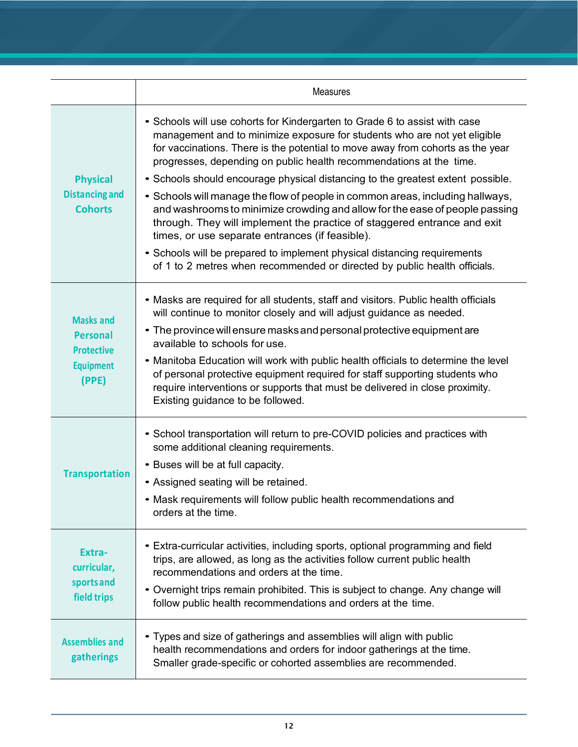| | Measures |
|---|---|
| **Physical Distancing and Cohorts** | • Schools will use cohorts for Kindergarten to Grade 6 to assist with case management and to minimize exposure for students who are not yet eligible for vaccinations. There is the potential to move away from cohorts as the year progresses, depending on public health recommendations at the time.<br>• Schools should encourage physical distancing to the greatest extent possible.<br>• Schools will manage the flow of people in common areas, including hallways, and washrooms to minimize crowding and allow for the ease of people passing through. They will implement the practice of staggered entrance and exit times, or use separate entrances (if feasible).<br>• Schools will be prepared to implement physical distancing requirements of 1 to 2 metres when recommended or directed by public health officials. |
| **Masks and Personal Protective Equipment (PPE)** | • Masks are required for all students, staff and visitors. Public health officials will continue to monitor closely and will adjust guidance as needed.<br>• The province will ensure masks and personal protective equipment are available to schools for use.<br>• Manitoba Education will work with public health officials to determine the level of personal protective equipment required for staff supporting students who require interventions or supports that must be delivered in close proximity. Existing guidance to be followed. |
| **Transportation** | • School transportation will return to pre-COVID policies and practices with some additional cleaning requirements.<br>• Buses will be at full capacity.<br>• Assigned seating will be retained.<br>• Mask requirements will follow public health recommendations and orders at the time. |
| **Extra-curricular, sports and field trips** | • Extra-curricular activities, including sports, optional programming and field trips, are allowed, as long as the activities follow current public health recommendations and orders at the time.<br>• Overnight trips remain prohibited. This is subject to change. Any change will follow public health recommendations and orders at the time. |
| **Assemblies and gatherings** | • Types and size of gatherings and assemblies will align with public health recommendations and orders for indoor gatherings at the time. Smaller grade-specific or cohorted assemblies are recommended. |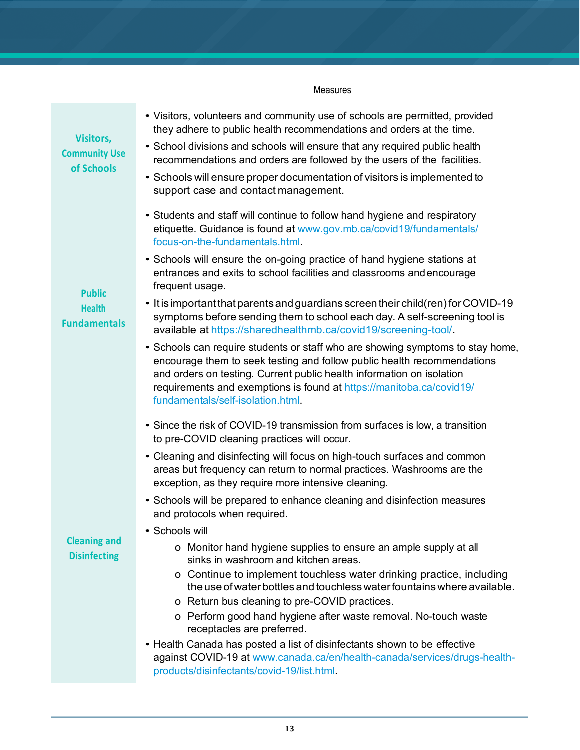| | Measures |
|---|---|
| **Visitors, Community Use of Schools** | • Visitors, volunteers and community use of schools are permitted, provided they adhere to public health recommendations and orders at the time.<br>• School divisions and schools will ensure that any required public health recommendations and orders are followed by the users of the facilities.<br>• Schools will ensure proper documentation of visitors is implemented to support case and contact management. |
| **Public Health Fundamentals** | • Students and staff will continue to follow hand hygiene and respiratory etiquette. Guidance is found at www.gov.mb.ca/covid19/fundamentals/focus-on-the-fundamentals.html.<br>• Schools will ensure the on-going practice of hand hygiene stations at entrances and exits to school facilities and classrooms and encourage frequent usage.<br>• It is important that parents and guardians screen their child(ren) for COVID-19 symptoms before sending them to school each day. A self-screening tool is available at https://sharedhealthmb.ca/covid19/screening-tool/.<br>• Schools can require students or staff who are showing symptoms to stay home, encourage them to seek testing and follow public health recommendations and orders on testing. Current public health information on isolation requirements and exemptions is found at https://manitoba.ca/covid19/fundamentals/self-isolation.html. |
| **Cleaning and Disinfecting** | • Since the risk of COVID-19 transmission from surfaces is low, a transition to pre-COVID cleaning practices will occur.<br>• Cleaning and disinfecting will focus on high-touch surfaces and common areas but frequency can return to normal practices. Washrooms are the exception, as they require more intensive cleaning.<br>• Schools will be prepared to enhance cleaning and disinfection measures and protocols when required.<br>• Schools will<br>&nbsp;&nbsp;&nbsp;&nbsp;o Monitor hand hygiene supplies to ensure an ample supply at all sinks in washroom and kitchen areas.<br>&nbsp;&nbsp;&nbsp;&nbsp;o Continue to implement touchless water drinking practice, including the use of water bottles and touchless water fountains where available.<br>&nbsp;&nbsp;&nbsp;&nbsp;o Return bus cleaning to pre-COVID practices.<br>&nbsp;&nbsp;&nbsp;&nbsp;o Perform good hand hygiene after waste removal. No-touch waste receptacles are preferred.<br>• Health Canada has posted a list of disinfectants shown to be effective against COVID-19 at www.canada.ca/en/health-canada/services/drugs-health-products/disinfectants/covid-19/list.html. |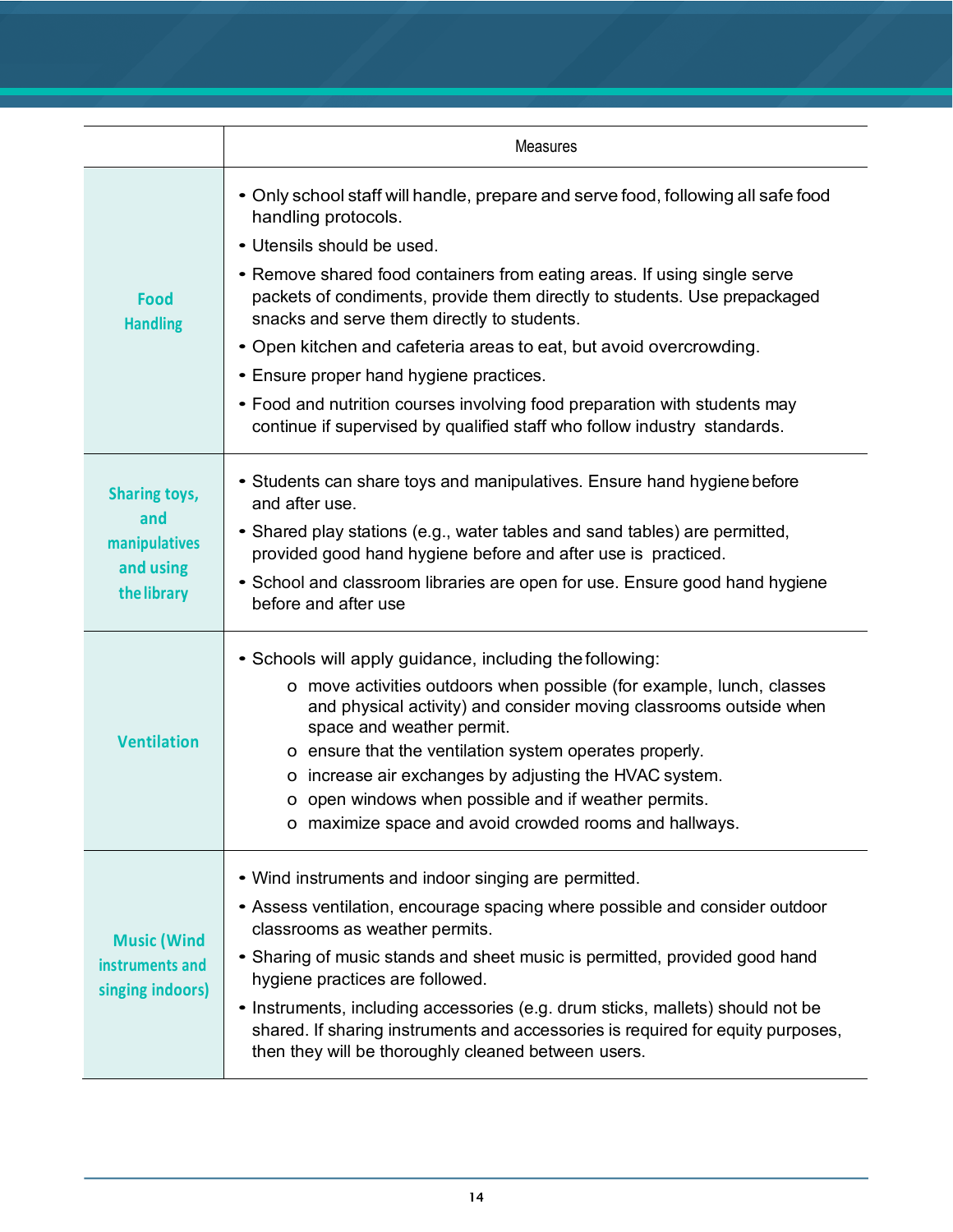| | Measures |
|---|---|
| **Food Handling** | • Only school staff will handle, prepare and serve food, following all safe food handling protocols.<br>• Utensils should be used.<br>• Remove shared food containers from eating areas. If using single serve packets of condiments, provide them directly to students. Use prepackaged snacks and serve them directly to students.<br>• Open kitchen and cafeteria areas to eat, but avoid overcrowding.<br>• Ensure proper hand hygiene practices.<br>• Food and nutrition courses involving food preparation with students may continue if supervised by qualified staff who follow industry standards. |
| **Sharing toys, and manipulatives and using the library** | • Students can share toys and manipulatives. Ensure hand hygiene before and after use.<br>• Shared play stations (e.g., water tables and sand tables) are permitted, provided good hand hygiene before and after use is practiced.<br>• School and classroom libraries are open for use. Ensure good hand hygiene before and after use |
| **Ventilation** | • Schools will apply guidance, including the following:<br>&nbsp;&nbsp;o move activities outdoors when possible (for example, lunch, classes and physical activity) and consider moving classrooms outside when space and weather permit.<br>&nbsp;&nbsp;o ensure that the ventilation system operates properly.<br>&nbsp;&nbsp;o increase air exchanges by adjusting the HVAC system.<br>&nbsp;&nbsp;o open windows when possible and if weather permits.<br>&nbsp;&nbsp;o maximize space and avoid crowded rooms and hallways. |
| **Music (Wind instruments and singing indoors)** | • Wind instruments and indoor singing are permitted.<br>• Assess ventilation, encourage spacing where possible and consider outdoor classrooms as weather permits.<br>• Sharing of music stands and sheet music is permitted, provided good hand hygiene practices are followed.<br>• Instruments, including accessories (e.g. drum sticks, mallets) should not be shared. If sharing instruments and accessories is required for equity purposes, then they will be thoroughly cleaned between users. |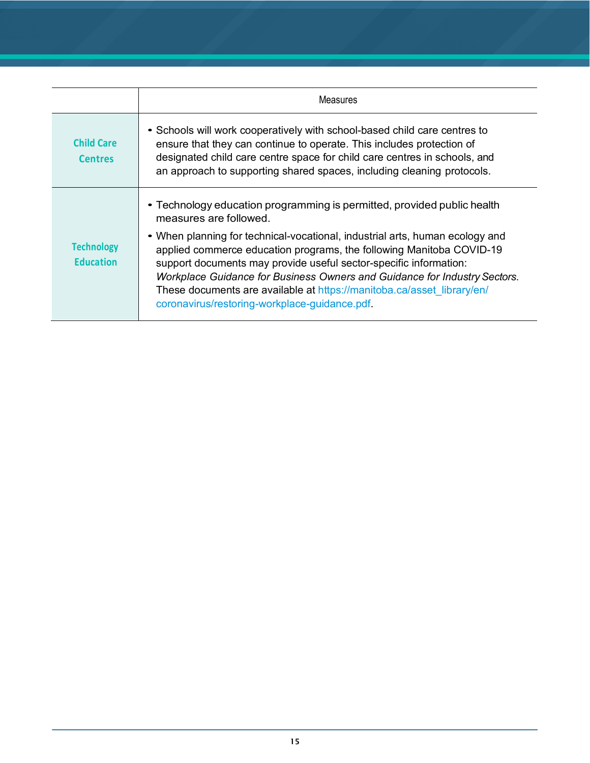| | Measures |
|---|---|
| **Child Care Centres** | • Schools will work cooperatively with school-based child care centres to ensure that they can continue to operate. This includes protection of designated child care centre space for child care centres in schools, and an approach to supporting shared spaces, including cleaning protocols. |
| **Technology Education** | • Technology education programming is permitted, provided public health measures are followed.<br>• When planning for technical-vocational, industrial arts, human ecology and applied commerce education programs, the following Manitoba COVID-19 support documents may provide useful sector-specific information: *Workplace Guidance for Business Owners and Guidance for Industry Sectors*. These documents are available at https://manitoba.ca/asset_library/en/coronavirus/restoring-workplace-guidance.pdf. |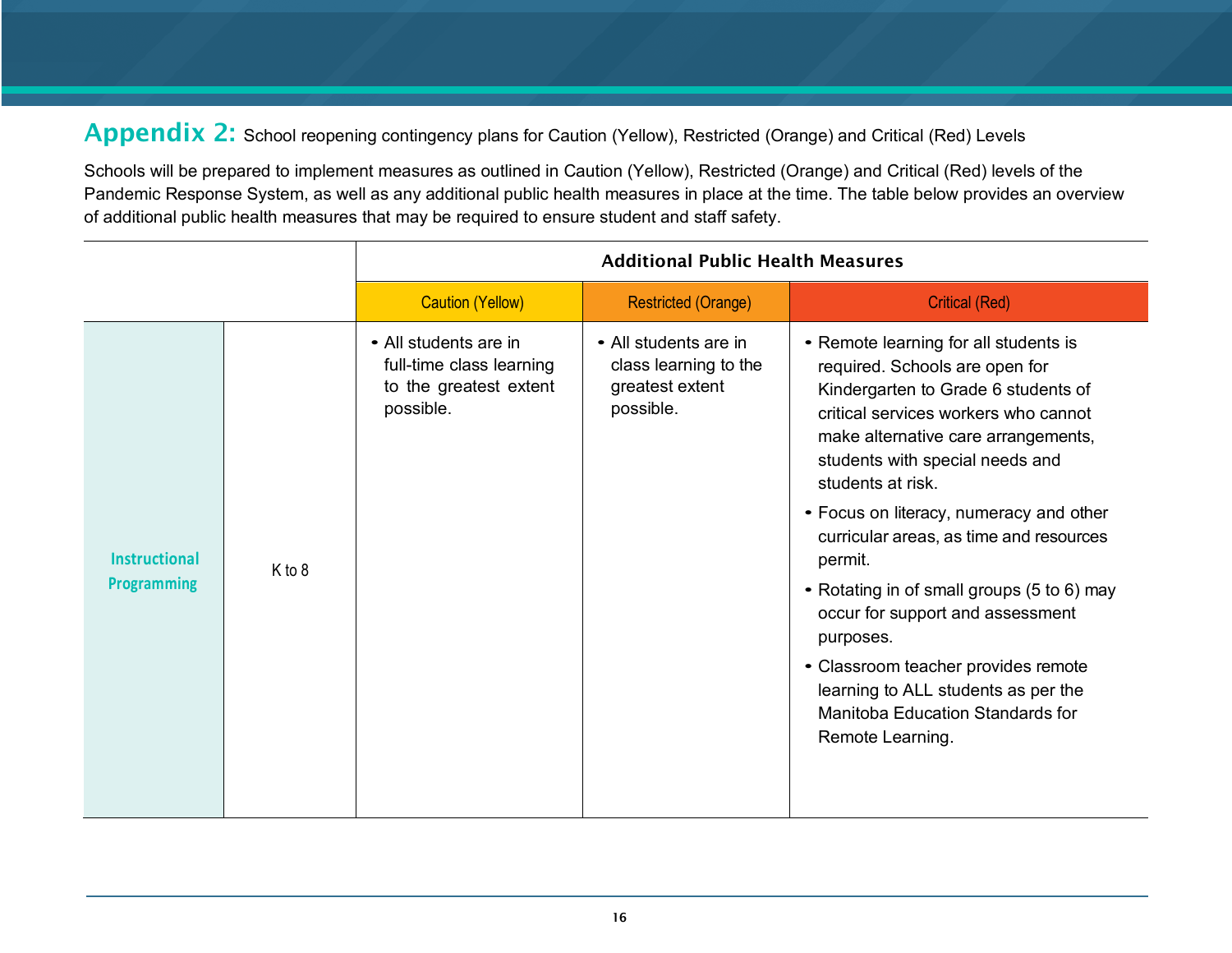## Appendix 2: School reopening contingency plans for Caution (Yellow), Restricted (Orange) and Critical (Red) Levels

Schools will be prepared to implement measures as outlined in Caution (Yellow), Restricted (Orange) and Critical (Red) levels of the Pandemic Response System, as well as any additional public health measures in place at the time. The table below provides an overview of additional public health measures that may be required to ensure student and staff safety.

| | | Additional Public Health Measures | | |
|---|---|---|---|---|
| | | Caution (Yellow) | Restricted (Orange) | Critical (Red) |
| **Instructional Programming** | K to 8 | • All students are in full-time class learning to the greatest extent possible. | • All students are in class learning to the greatest extent possible. | • Remote learning for all students is required. Schools are open for Kindergarten to Grade 6 students of critical services workers who cannot make alternative care arrangements, students with special needs and students at risk.<br>• Focus on literacy, numeracy and other curricular areas, as time and resources permit.<br>• Rotating in of small groups (5 to 6) may occur for support and assessment purposes.<br>• Classroom teacher provides remote learning to ALL students as per the Manitoba Education Standards for Remote Learning. |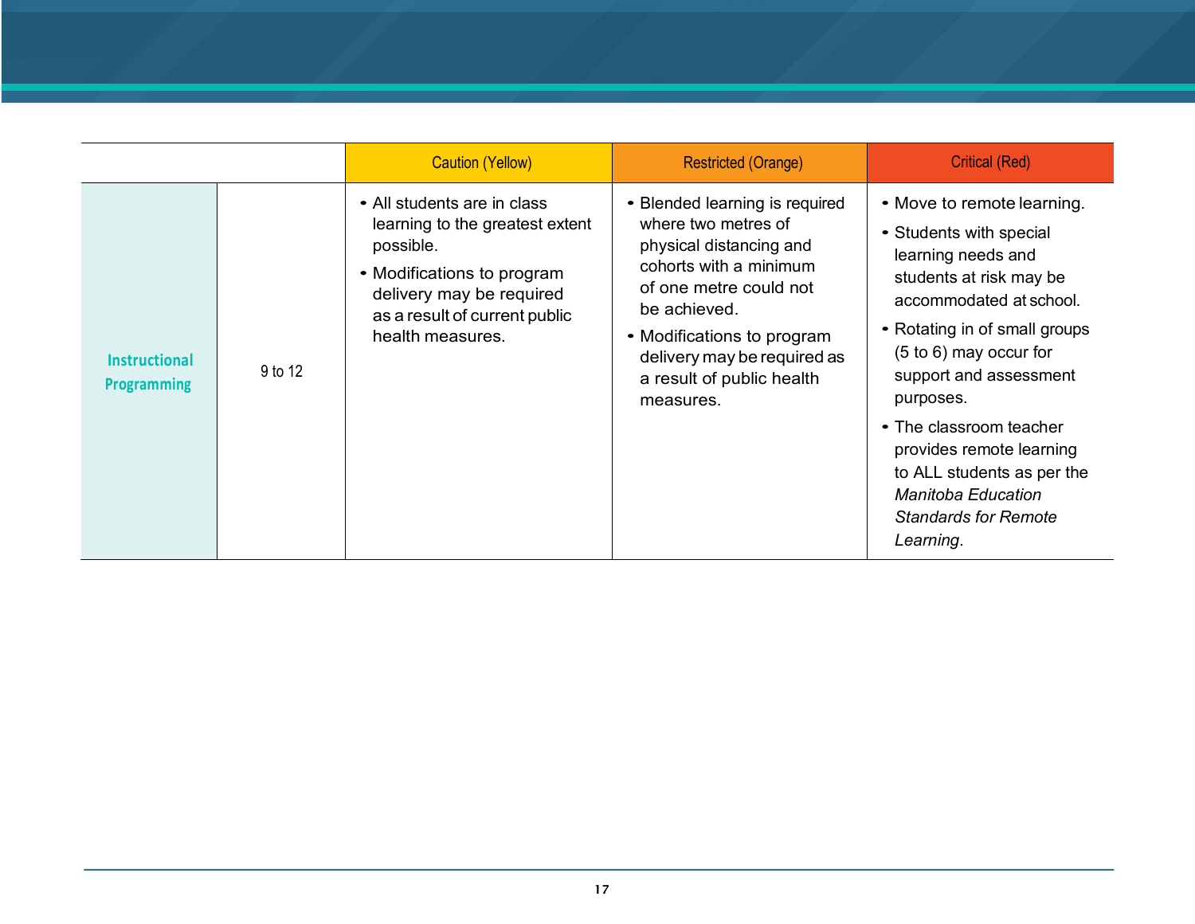| | | Caution (Yellow) | Restricted (Orange) | Critical (Red) |
|---|---|---|---|---|
| Instructional Programming | 9 to 12 | • All students are in class learning to the greatest extent possible.<br>• Modifications to program delivery may be required as a result of current public health measures. | • Blended learning is required where two metres of physical distancing and cohorts with a minimum of one metre could not be achieved.<br>• Modifications to program delivery may be required as a result of public health measures. | • Move to remote learning.<br>• Students with special learning needs and students at risk may be accommodated at school.<br>• Rotating in of small groups (5 to 6) may occur for support and assessment purposes.<br>• The classroom teacher provides remote learning to ALL students as per the *Manitoba Education Standards for Remote Learning*. |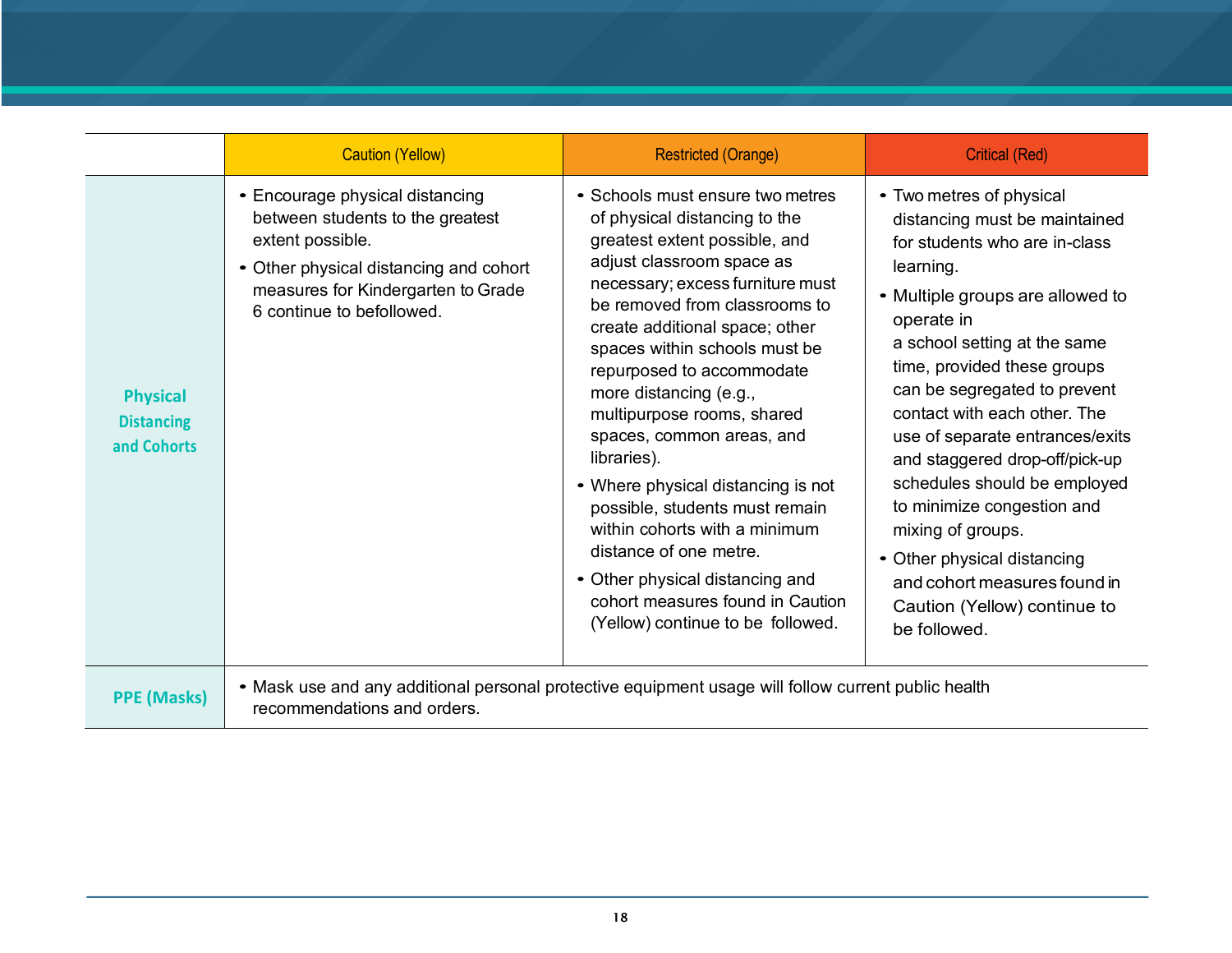| | Caution (Yellow) | Restricted (Orange) | Critical (Red) |
|---|---|---|---|
| **Physical Distancing and Cohorts** | • Encourage physical distancing between students to the greatest extent possible.<br>• Other physical distancing and cohort measures for Kindergarten to Grade 6 continue to befollowed. | • Schools must ensure two metres of physical distancing to the greatest extent possible, and adjust classroom space as necessary; excess furniture must be removed from classrooms to create additional space; other spaces within schools must be repurposed to accommodate more distancing (e.g., multipurpose rooms, shared spaces, common areas, and libraries).<br>• Where physical distancing is not possible, students must remain within cohorts with a minimum distance of one metre.<br>• Other physical distancing and cohort measures found in Caution (Yellow) continue to be followed. | • Two metres of physical distancing must be maintained for students who are in-class learning.<br>• Multiple groups are allowed to operate in a school setting at the same time, provided these groups can be segregated to prevent contact with each other. The use of separate entrances/exits and staggered drop-off/pick-up schedules should be employed to minimize congestion and mixing of groups.<br>• Other physical distancing and cohort measures found in Caution (Yellow) continue to be followed. |
| **PPE (Masks)** | • Mask use and any additional personal protective equipment usage will follow current public health recommendations and orders. | | |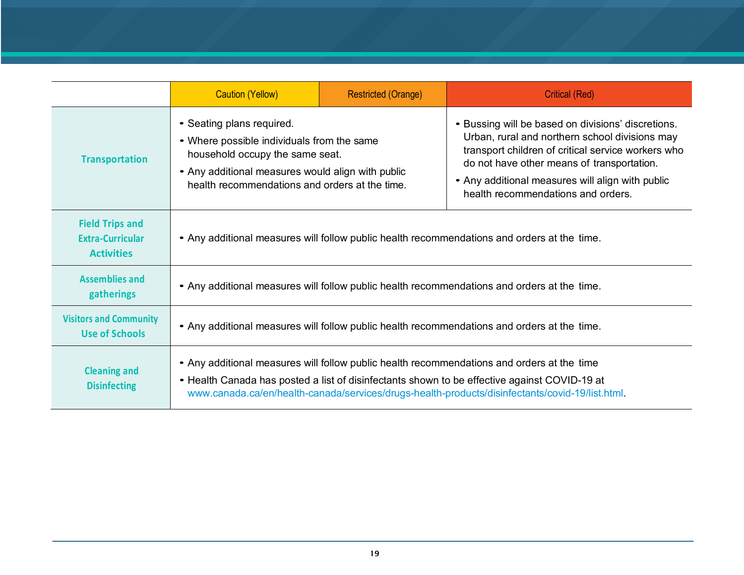| | Caution (Yellow) | Restricted (Orange) | Critical (Red) |
|---|---|---|---|
| **Transportation** | • Seating plans required.<br>• Where possible individuals from the same household occupy the same seat.<br>• Any additional measures would align with public health recommendations and orders at the time. | | • Bussing will be based on divisions' discretions. Urban, rural and northern school divisions may transport children of critical service workers who do not have other means of transportation.<br>• Any additional measures will align with public health recommendations and orders. |
| **Field Trips and Extra-Curricular Activities** | • Any additional measures will follow public health recommendations and orders at the time. | | |
| **Assemblies and gatherings** | • Any additional measures will follow public health recommendations and orders at the time. | | |
| **Visitors and Community Use of Schools** | • Any additional measures will follow public health recommendations and orders at the time. | | |
| **Cleaning and Disinfecting** | • Any additional measures will follow public health recommendations and orders at the time<br>• Health Canada has posted a list of disinfectants shown to be effective against COVID-19 at www.canada.ca/en/health-canada/services/drugs-health-products/disinfectants/covid-19/list.html. | | |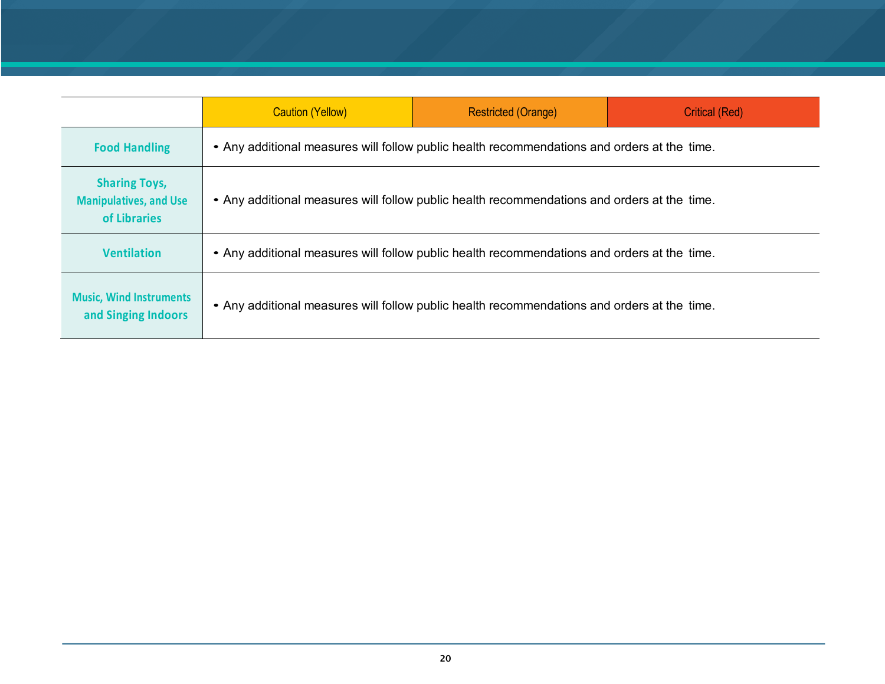| | Caution (Yellow) | Restricted (Orange) | Critical (Red) |
|---|---|---|---|
| **Food Handling** | • Any additional measures will follow public health recommendations and orders at the time. | | |
| **Sharing Toys, Manipulatives, and Use of Libraries** | • Any additional measures will follow public health recommendations and orders at the time. | | |
| **Ventilation** | • Any additional measures will follow public health recommendations and orders at the time. | | |
| **Music, Wind Instruments and Singing Indoors** | • Any additional measures will follow public health recommendations and orders at the time. | | |